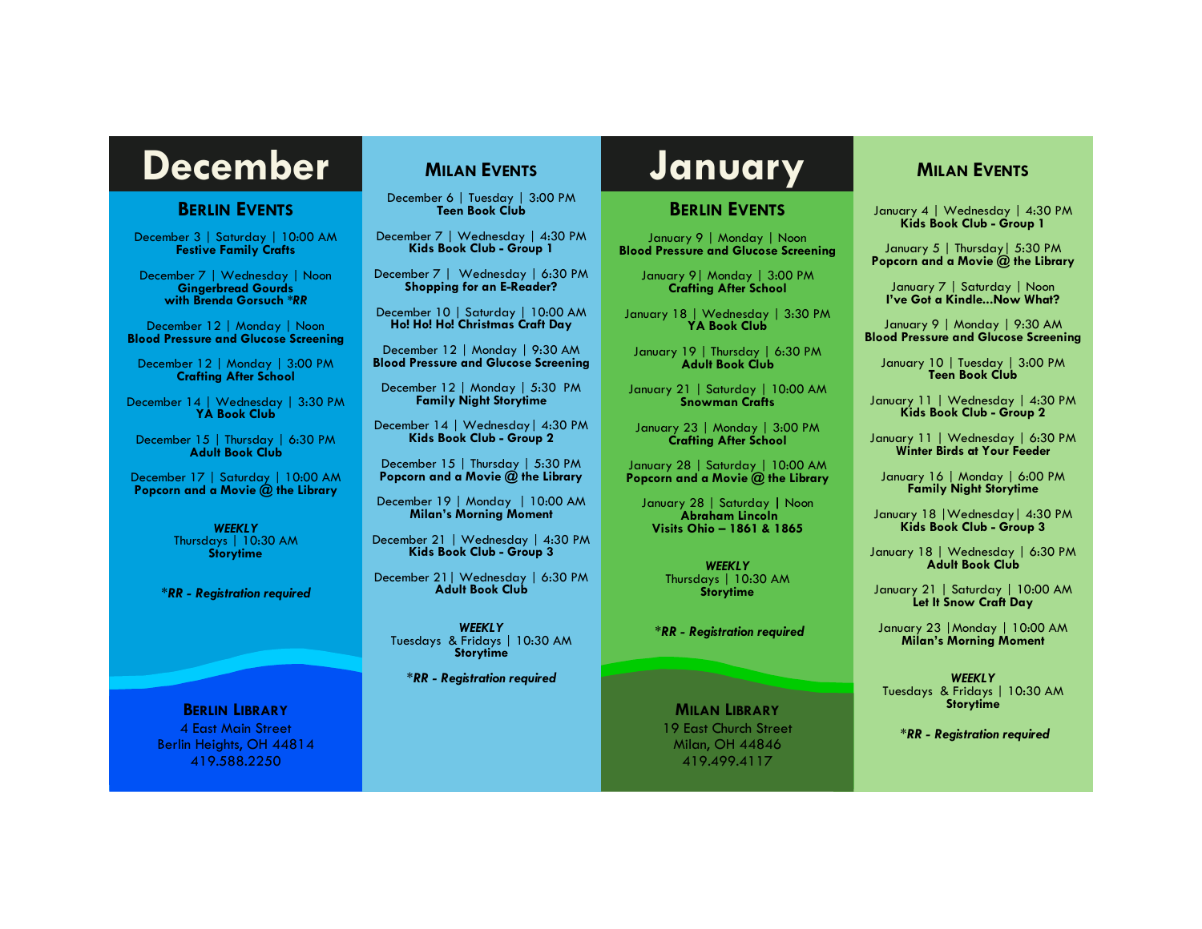# December

## Berlin Events

December 3 | Saturday | 10:00 AM
**Festive Family Crafts**

December 7 | Wednesday | Noon
**Gingerbread Gourds with Brenda Gorsuch *RR**

December 12 | Monday | Noon
**Blood Pressure and Glucose Screening**

December 12 | Monday | 3:00 PM
**Crafting After School**

December 14 | Wednesday | 3:30 PM
**YA Book Club**

December 15 | Thursday | 6:30 PM
**Adult Book Club**

December 17 | Saturday | 10:00 AM
**Popcorn and a Movie @ the Library**

***WEEKLY***
Thursdays | 10:30 AM
**Storytime**

****RR - Registration required***

## Milan Events

December 6 | Tuesday | 3:00 PM
**Teen Book Club**

December 7 | Wednesday | 4:30 PM
**Kids Book Club - Group 1**

December 7 | Wednesday | 6:30 PM
**Shopping for an E-Reader?**

December 10 | Saturday | 10:00 AM
**Ho! Ho! Ho! Christmas Craft Day**

December 12 | Monday | 9:30 AM
**Blood Pressure and Glucose Screening**

December 12 | Monday | 5:30 PM
**Family Night Storytime**

December 14 | Wednesday | 4:30 PM
**Kids Book Club - Group 2**

December 15 | Thursday | 5:30 PM
**Popcorn and a Movie @ the Library**

December 19 | Monday | 10:00 AM
**Milan's Morning Moment**

December 21 | Wednesday | 4:30 PM
**Kids Book Club - Group 3**

December 21 | Wednesday | 6:30 PM
**Adult Book Club**

***WEEKLY***
Tuesdays & Fridays | 10:30 AM
**Storytime**

****RR - Registration required***

**Berlin Library**
4 East Main Street
Berlin Heights, OH 44814
419.588.2250

# January

## Berlin Events

January 9 | Monday | Noon
**Blood Pressure and Glucose Screening**

January 9 | Monday | 3:00 PM
**Crafting After School**

January 18 | Wednesday | 3:30 PM
**YA Book Club**

January 19 | Thursday | 6:30 PM
**Adult Book Club**

January 21 | Saturday | 10:00 AM
**Snowman Crafts**

January 23 | Monday | 3:00 PM
**Crafting After School**

January 28 | Saturday | 10:00 AM
**Popcorn and a Movie @ the Library**

January 28 | Saturday | Noon
**Abraham Lincoln Visits Ohio – 1861 & 1865**

***WEEKLY***
Thursdays | 10:30 AM
**Storytime**

****RR - Registration required***

## Milan Events

January 4 | Wednesday | 4:30 PM
**Kids Book Club - Group 1**

January 5 | Thursday | 5:30 PM
**Popcorn and a Movie @ the Library**

January 7 | Saturday | Noon
**I've Got a Kindle...Now What?**

January 9 | Monday | 9:30 AM
**Blood Pressure and Glucose Screening**

January 10 | Tuesday | 3:00 PM
**Teen Book Club**

January 11 | Wednesday | 4:30 PM
**Kids Book Club - Group 2**

January 11 | Wednesday | 6:30 PM
**Winter Birds at Your Feeder**

January 16 | Monday | 6:00 PM
**Family Night Storytime**

January 18 | Wednesday | 4:30 PM
**Kids Book Club - Group 3**

January 18 | Wednesday | 6:30 PM
**Adult Book Club**

January 21 | Saturday | 10:00 AM
**Let It Snow Craft Day**

January 23 | Monday | 10:00 AM
**Milan's Morning Moment**

***WEEKLY***
Tuesdays & Fridays | 10:30 AM
**Storytime**

****RR - Registration required***

**Milan Library**
19 East Church Street
Milan, OH 44846
419.499.4117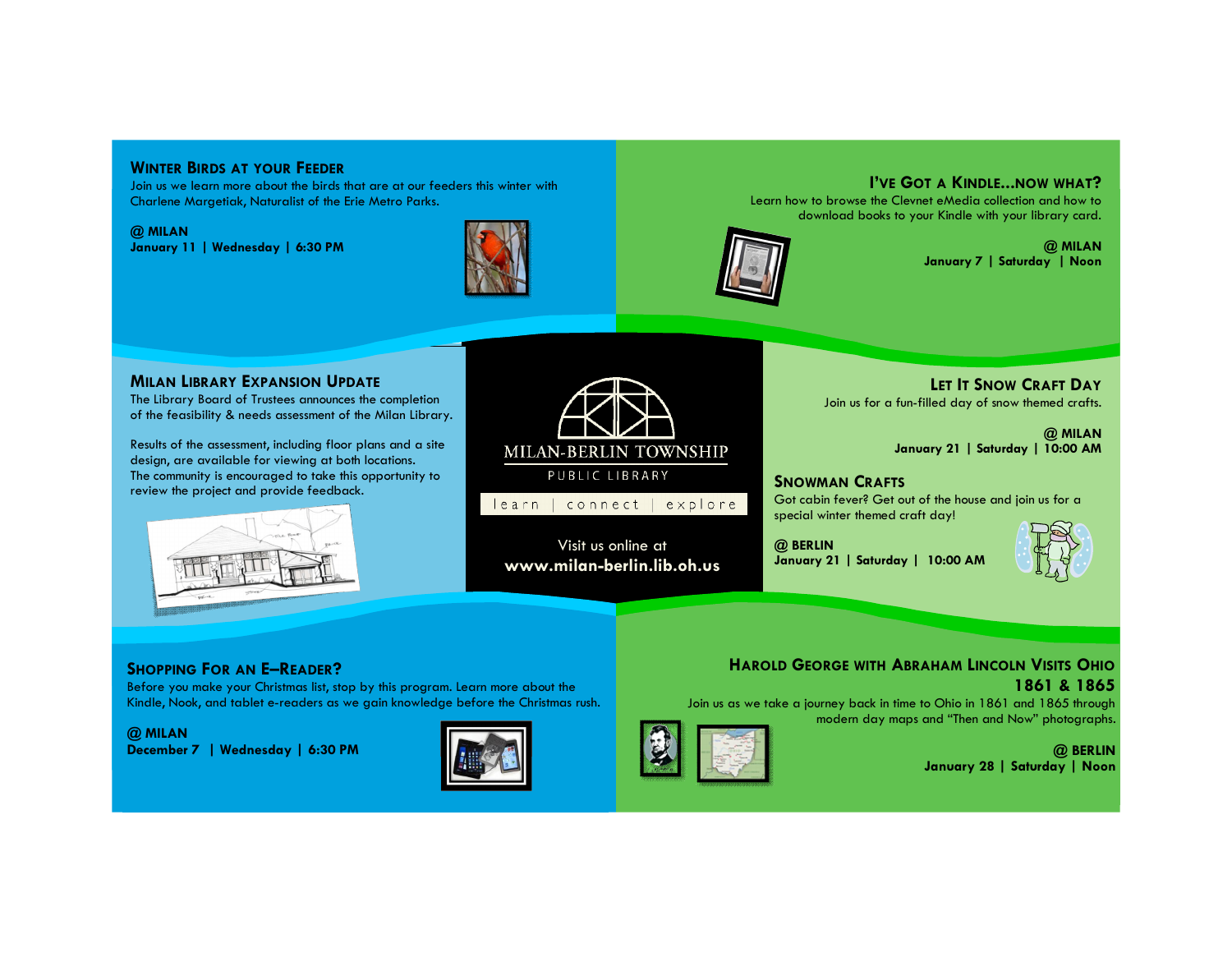## Winter Birds at Your Feeder

Join us we learn more about the birds that are at our feeders this winter with Charlene Margetiak, Naturalist of the Erie Metro Parks.

**@ MILAN**
**January 11 | Wednesday | 6:30 PM**

## I've Got a Kindle...Now What?

Learn how to browse the Clevnet eMedia collection and how to download books to your Kindle with your library card.

**@ MILAN**
**January 7 | Saturday | Noon**

## Milan Library Expansion Update

The Library Board of Trustees announces the completion of the feasibility & needs assessment of the Milan Library.

Results of the assessment, including floor plans and a site design, are available for viewing at both locations. The community is encouraged to take this opportunity to review the project and provide feedback.

MILAN-BERLIN TOWNSHIP
PUBLIC LIBRARY

learn | connect | explore

Visit us online at
**www.milan-berlin.lib.oh.us**

## Let It Snow Craft Day

Join us for a fun-filled day of snow themed crafts.

**@ MILAN**
**January 21 | Saturday | 10:00 AM**

## Snowman Crafts

Got cabin fever? Get out of the house and join us for a special winter themed craft day!

**@ BERLIN**
**January 21 | Saturday | 10:00 AM**

## Shopping For an E–Reader?

Before you make your Christmas list, stop by this program. Learn more about the Kindle, Nook, and tablet e-readers as we gain knowledge before the Christmas rush.

**@ MILAN**
**December 7 | Wednesday | 6:30 PM**

## Harold George with Abraham Lincoln Visits Ohio 1861 & 1865

Join us as we take a journey back in time to Ohio in 1861 and 1865 through modern day maps and "Then and Now" photographs.

**@ BERLIN**
**January 28 | Saturday | Noon**